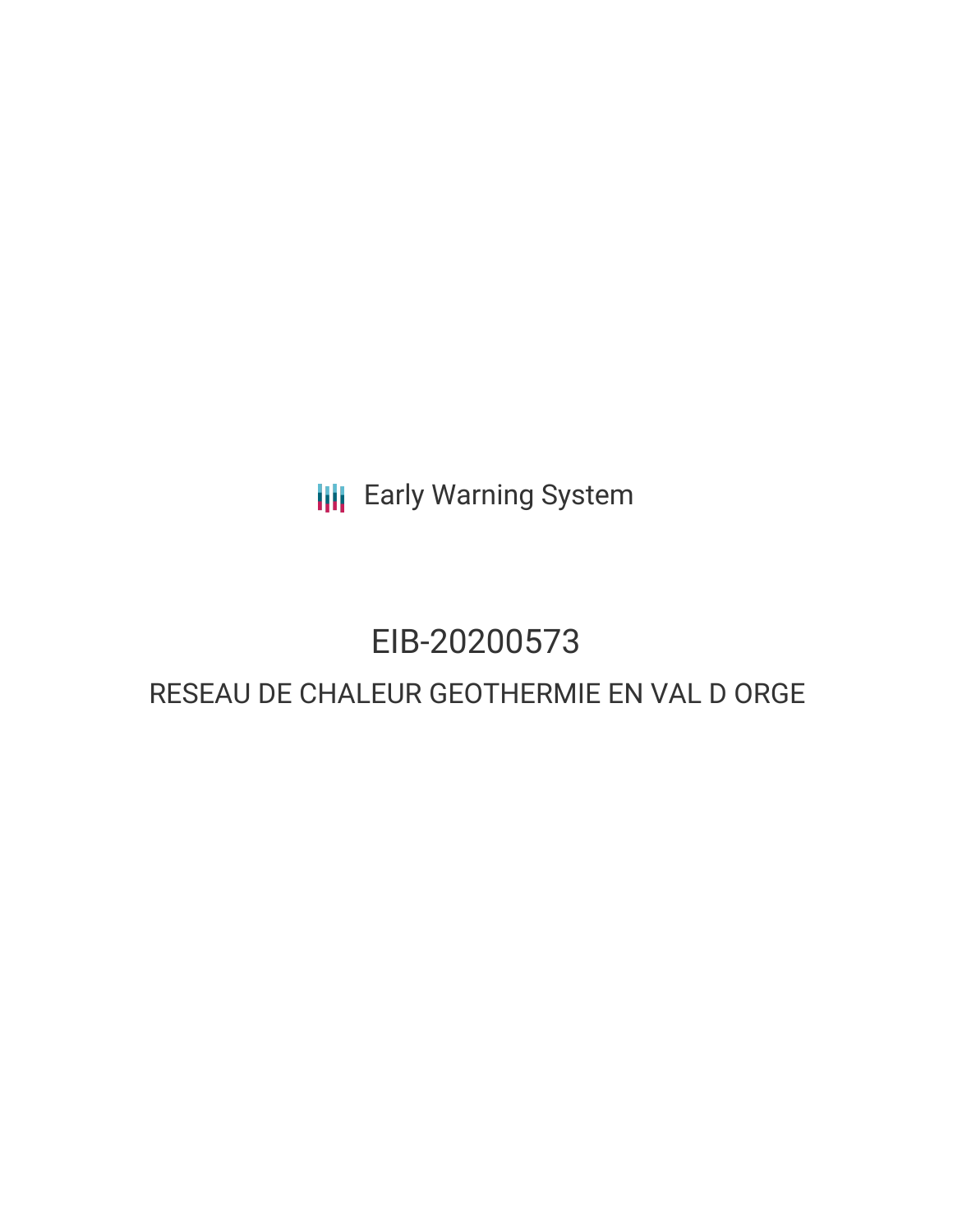Early Warning System

# EIB-20200573

## RESEAU DE CHALEUR GEOTHERMIE EN VAL D ORGE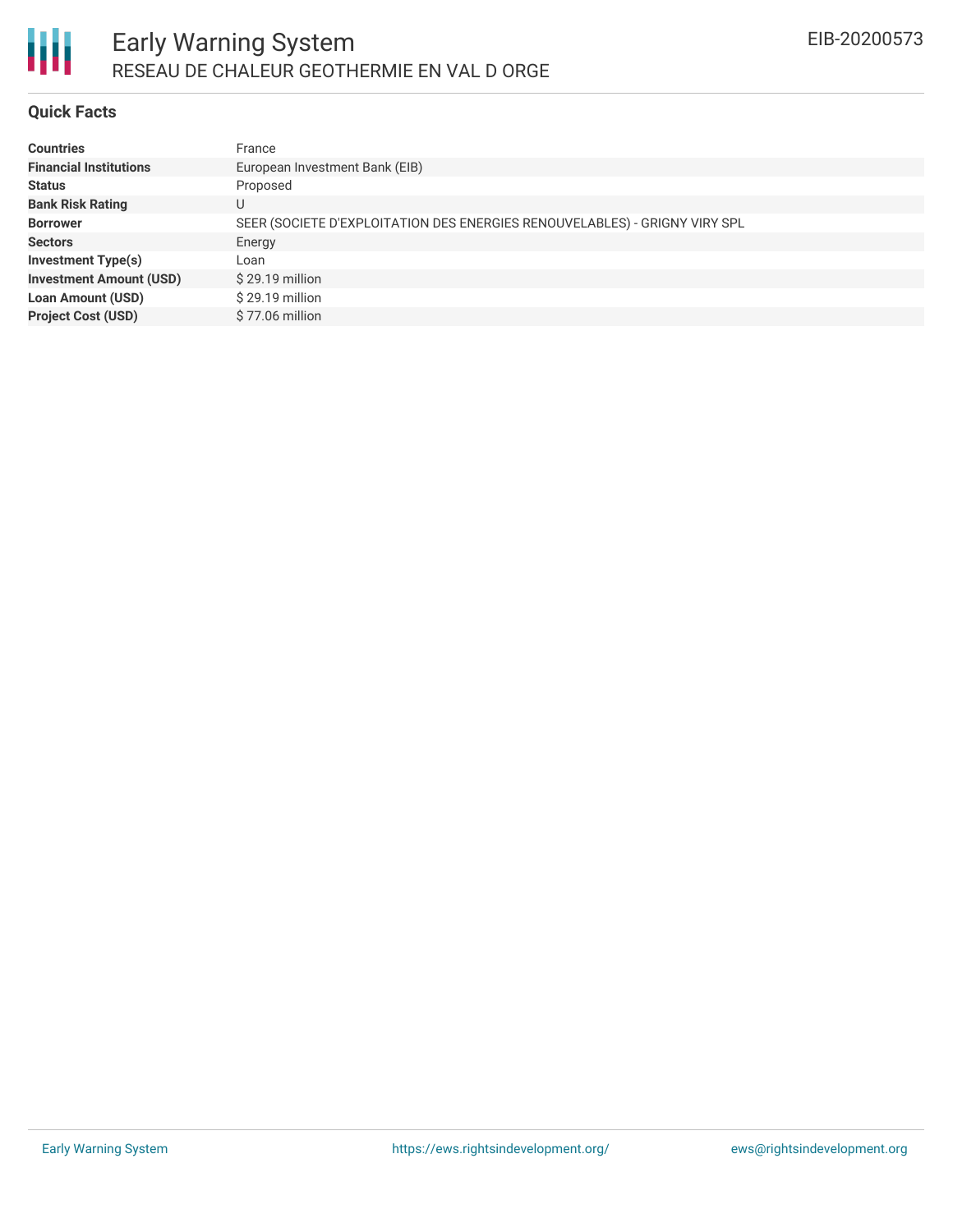## Quick Facts

| | |
|---|---|
| **Countries** | France |
| **Financial Institutions** | European Investment Bank (EIB) |
| **Status** | Proposed |
| **Bank Risk Rating** | U |
| **Borrower** | SEER (SOCIETE D'EXPLOITATION DES ENERGIES RENOUVELABLES) - GRIGNY VIRY SPL |
| **Sectors** | Energy |
| **Investment Type(s)** | Loan |
| **Investment Amount (USD)** | $ 29.19 million |
| **Loan Amount (USD)** | $ 29.19 million |
| **Project Cost (USD)** | $ 77.06 million |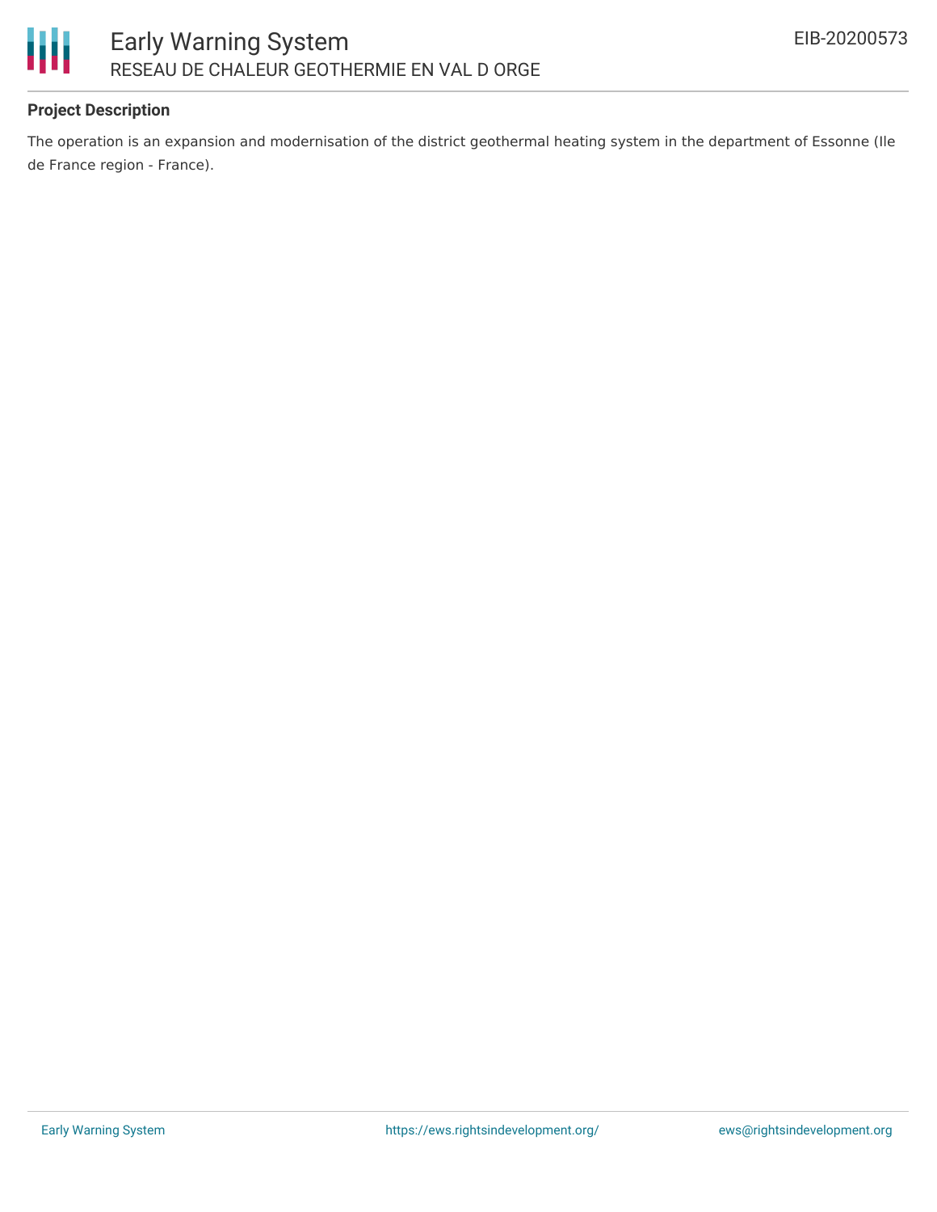## Project Description

The operation is an expansion and modernisation of the district geothermal heating system in the department of Essonne (Ile de France region - France).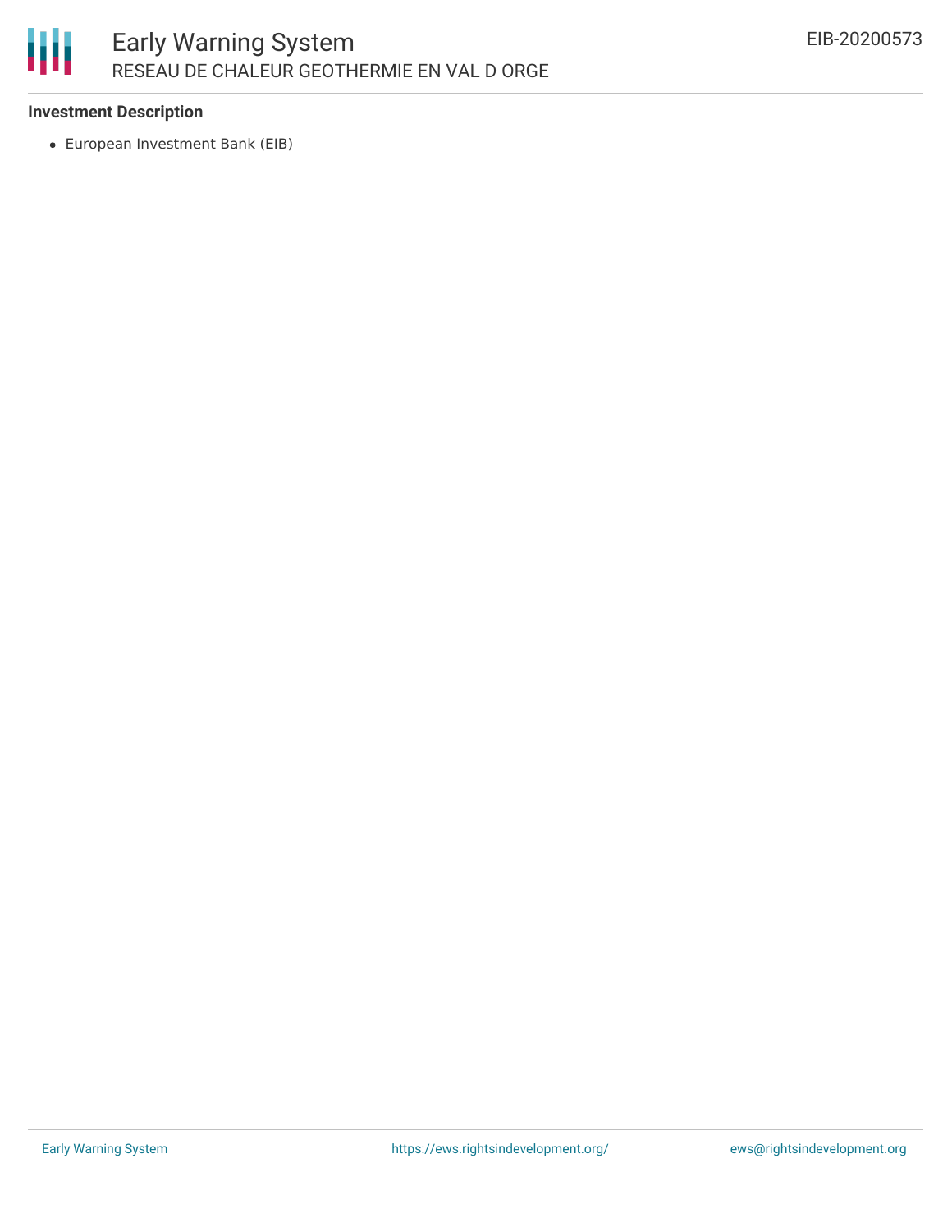**Investment Description**

- European Investment Bank (EIB)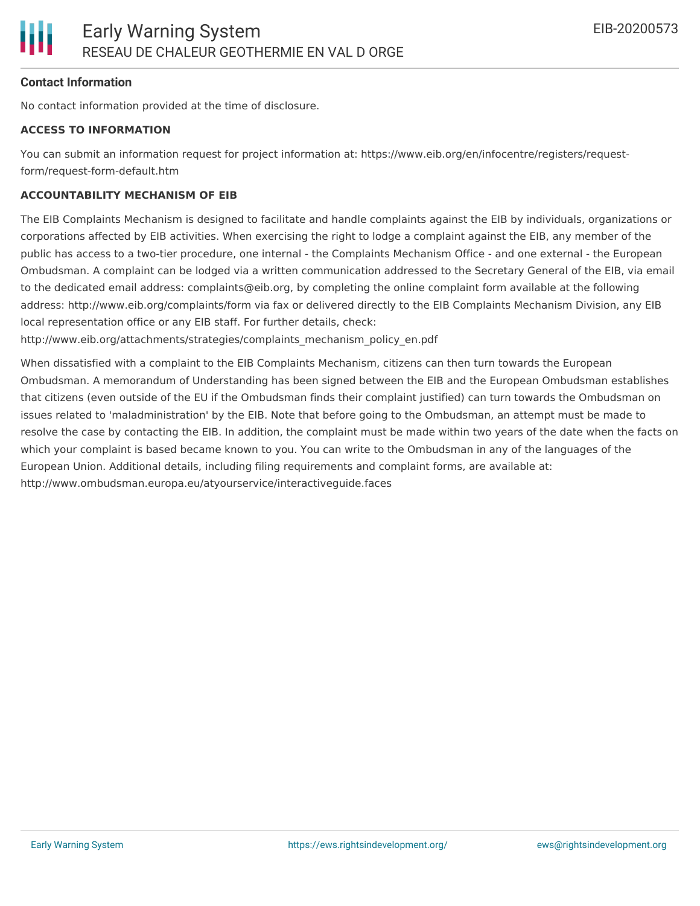**Contact Information**

No contact information provided at the time of disclosure.

**ACCESS TO INFORMATION**

You can submit an information request for project information at: https://www.eib.org/en/infocentre/registers/request-form/request-form-default.htm

**ACCOUNTABILITY MECHANISM OF EIB**

The EIB Complaints Mechanism is designed to facilitate and handle complaints against the EIB by individuals, organizations or corporations affected by EIB activities. When exercising the right to lodge a complaint against the EIB, any member of the public has access to a two-tier procedure, one internal - the Complaints Mechanism Office - and one external - the European Ombudsman. A complaint can be lodged via a written communication addressed to the Secretary General of the EIB, via email to the dedicated email address: complaints@eib.org, by completing the online complaint form available at the following address: http://www.eib.org/complaints/form via fax or delivered directly to the EIB Complaints Mechanism Division, any EIB local representation office or any EIB staff. For further details, check: http://www.eib.org/attachments/strategies/complaints_mechanism_policy_en.pdf

When dissatisfied with a complaint to the EIB Complaints Mechanism, citizens can then turn towards the European Ombudsman. A memorandum of Understanding has been signed between the EIB and the European Ombudsman establishes that citizens (even outside of the EU if the Ombudsman finds their complaint justified) can turn towards the Ombudsman on issues related to 'maladministration' by the EIB. Note that before going to the Ombudsman, an attempt must be made to resolve the case by contacting the EIB. In addition, the complaint must be made within two years of the date when the facts on which your complaint is based became known to you. You can write to the Ombudsman in any of the languages of the European Union. Additional details, including filing requirements and complaint forms, are available at: http://www.ombudsman.europa.eu/atyourservice/interactiveguide.faces